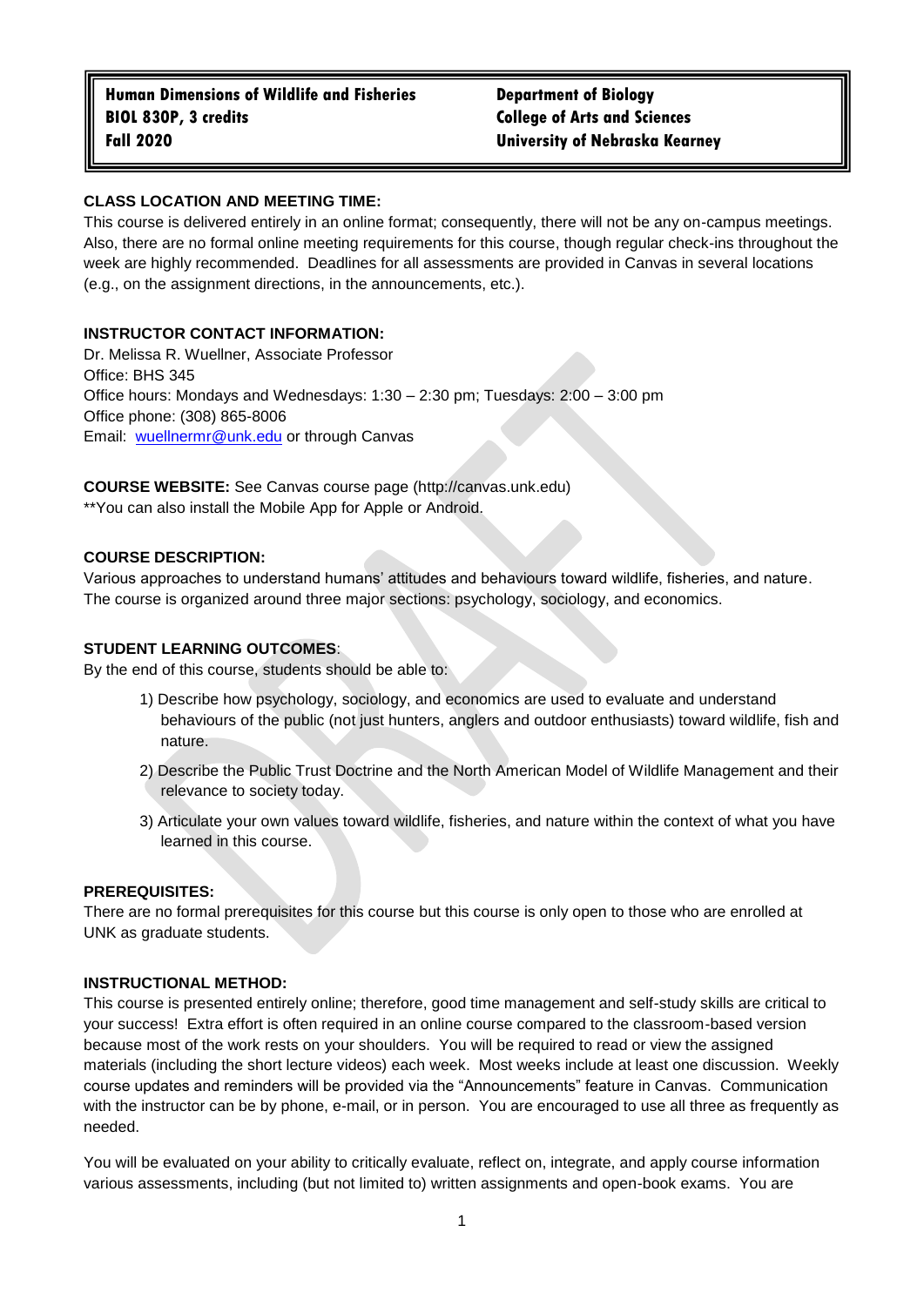**Human Dimensions of Wildlife and Fisheries**
**BIOL 830P, 3 credits**
**Fall 2020**

**Department of Biology**
**College of Arts and Sciences**
**University of Nebraska Kearney**

**CLASS LOCATION AND MEETING TIME:**

This course is delivered entirely in an online format; consequently, there will not be any on-campus meetings. Also, there are no formal online meeting requirements for this course, though regular check-ins throughout the week are highly recommended. Deadlines for all assessments are provided in Canvas in several locations (e.g., on the assignment directions, in the announcements, etc.).

**INSTRUCTOR CONTACT INFORMATION:**

Dr. Melissa R. Wuellner, Associate Professor
Office: BHS 345
Office hours: Mondays and Wednesdays: 1:30 – 2:30 pm; Tuesdays: 2:00 – 3:00 pm
Office phone: (308) 865-8006
Email: wuellnermr@unk.edu or through Canvas

**COURSE WEBSITE:** See Canvas course page (http://canvas.unk.edu)
**You can also install the Mobile App for Apple or Android.

**COURSE DESCRIPTION:**

Various approaches to understand humans' attitudes and behaviours toward wildlife, fisheries, and nature. The course is organized around three major sections: psychology, sociology, and economics.

**STUDENT LEARNING OUTCOMES**:

By the end of this course, students should be able to:

1) Describe how psychology, sociology, and economics are used to evaluate and understand behaviours of the public (not just hunters, anglers and outdoor enthusiasts) toward wildlife, fish and nature.
2) Describe the Public Trust Doctrine and the North American Model of Wildlife Management and their relevance to society today.
3) Articulate your own values toward wildlife, fisheries, and nature within the context of what you have learned in this course.

**PREREQUISITES:**

There are no formal prerequisites for this course but this course is only open to those who are enrolled at UNK as graduate students.

**INSTRUCTIONAL METHOD:**

This course is presented entirely online; therefore, good time management and self-study skills are critical to your success! Extra effort is often required in an online course compared to the classroom-based version because most of the work rests on your shoulders. You will be required to read or view the assigned materials (including the short lecture videos) each week. Most weeks include at least one discussion. Weekly course updates and reminders will be provided via the "Announcements" feature in Canvas. Communication with the instructor can be by phone, e-mail, or in person. You are encouraged to use all three as frequently as needed.

You will be evaluated on your ability to critically evaluate, reflect on, integrate, and apply course information various assessments, including (but not limited to) written assignments and open-book exams. You are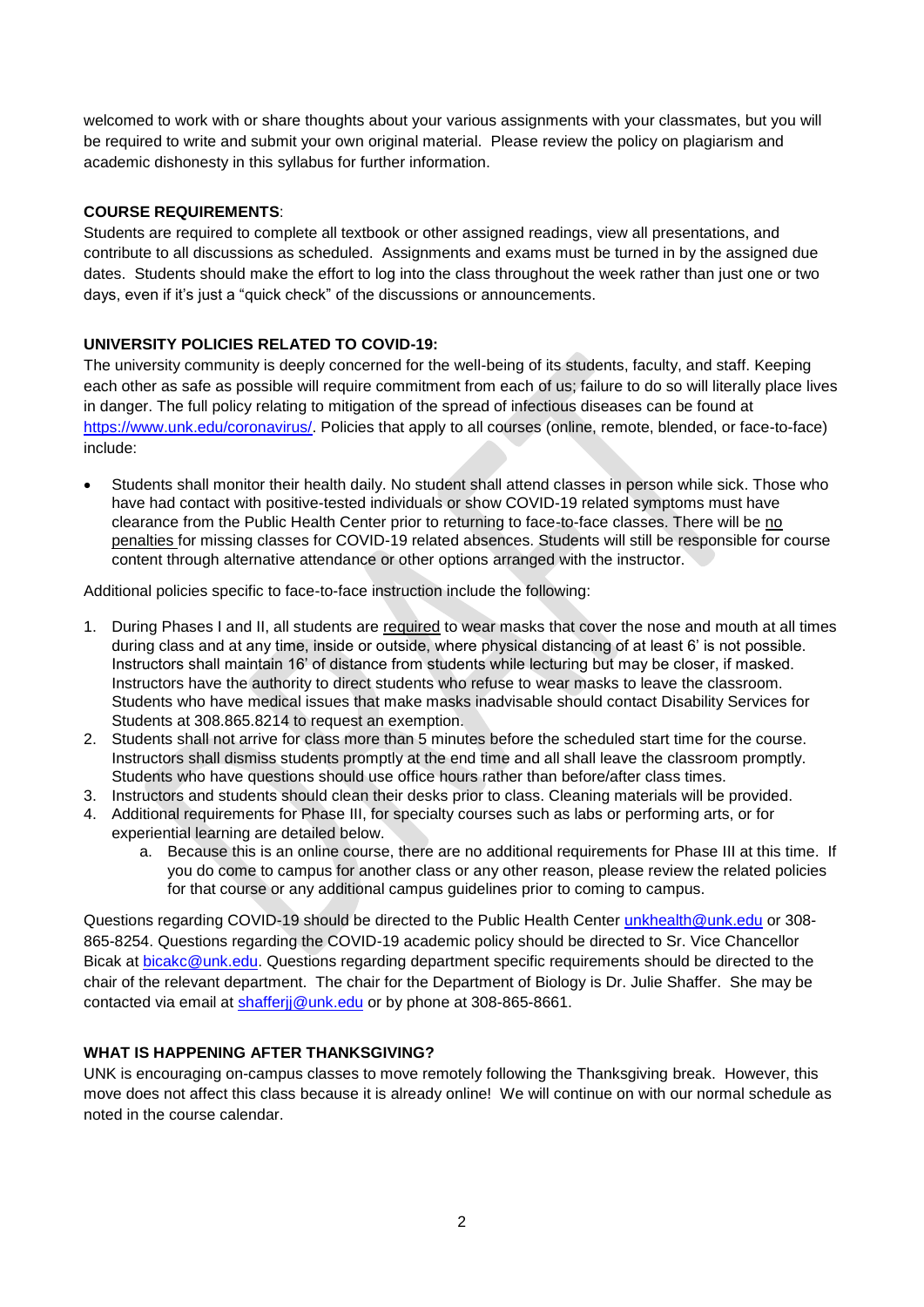welcomed to work with or share thoughts about your various assignments with your classmates, but you will be required to write and submit your own original material. Please review the policy on plagiarism and academic dishonesty in this syllabus for further information.

**COURSE REQUIREMENTS**:

Students are required to complete all textbook or other assigned readings, view all presentations, and contribute to all discussions as scheduled. Assignments and exams must be turned in by the assigned due dates. Students should make the effort to log into the class throughout the week rather than just one or two days, even if it's just a "quick check" of the discussions or announcements.

**UNIVERSITY POLICIES RELATED TO COVID-19:**

The university community is deeply concerned for the well-being of its students, faculty, and staff. Keeping each other as safe as possible will require commitment from each of us; failure to do so will literally place lives in danger. The full policy relating to mitigation of the spread of infectious diseases can be found at https://www.unk.edu/coronavirus/. Policies that apply to all courses (online, remote, blended, or face-to-face) include:

- Students shall monitor their health daily. No student shall attend classes in person while sick. Those who have had contact with positive-tested individuals or show COVID-19 related symptoms must have clearance from the Public Health Center prior to returning to face-to-face classes. There will be <u>no penalties</u> for missing classes for COVID-19 related absences. Students will still be responsible for course content through alternative attendance or other options arranged with the instructor.

Additional policies specific to face-to-face instruction include the following:

1. During Phases I and II, all students are <u>required</u> to wear masks that cover the nose and mouth at all times during class and at any time, inside or outside, where physical distancing of at least 6' is not possible. Instructors shall maintain 16' of distance from students while lecturing but may be closer, if masked. Instructors have the authority to direct students who refuse to wear masks to leave the classroom. Students who have medical issues that make masks inadvisable should contact Disability Services for Students at 308.865.8214 to request an exemption.
2. Students shall not arrive for class more than 5 minutes before the scheduled start time for the course. Instructors shall dismiss students promptly at the end time and all shall leave the classroom promptly. Students who have questions should use office hours rather than before/after class times.
3. Instructors and students should clean their desks prior to class. Cleaning materials will be provided.
4. Additional requirements for Phase III, for specialty courses such as labs or performing arts, or for experiential learning are detailed below.
   a. Because this is an online course, there are no additional requirements for Phase III at this time. If you do come to campus for another class or any other reason, please review the related policies for that course or any additional campus guidelines prior to coming to campus.

Questions regarding COVID-19 should be directed to the Public Health Center unkhealth@unk.edu or 308-865-8254. Questions regarding the COVID-19 academic policy should be directed to Sr. Vice Chancellor Bicak at bicakc@unk.edu. Questions regarding department specific requirements should be directed to the chair of the relevant department. The chair for the Department of Biology is Dr. Julie Shaffer. She may be contacted via email at shafferjj@unk.edu or by phone at 308-865-8661.

**WHAT IS HAPPENING AFTER THANKSGIVING?**

UNK is encouraging on-campus classes to move remotely following the Thanksgiving break. However, this move does not affect this class because it is already online! We will continue on with our normal schedule as noted in the course calendar.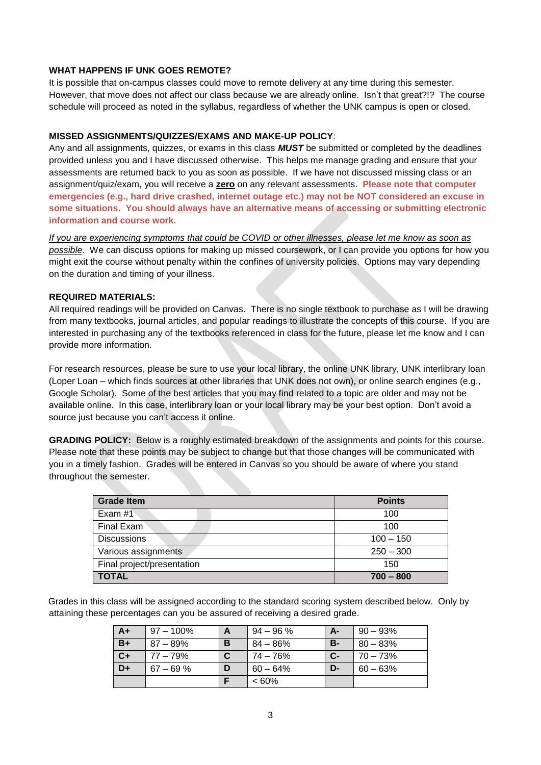**WHAT HAPPENS IF UNK GOES REMOTE?**

It is possible that on-campus classes could move to remote delivery at any time during this semester. However, that move does not affect our class because we are already online. Isn't that great?!? The course schedule will proceed as noted in the syllabus, regardless of whether the UNK campus is open or closed.

**MISSED ASSIGNMENTS/QUIZZES/EXAMS AND MAKE-UP POLICY**:

Any and all assignments, quizzes, or exams in this class ***MUST*** be submitted or completed by the deadlines provided unless you and I have discussed otherwise. This helps me manage grading and ensure that your assessments are returned back to you as soon as possible. If we have not discussed missing class or an assignment/quiz/exam, you will receive a **zero** on any relevant assessments. **Please note that computer emergencies (e.g., hard drive crashed, internet outage etc.) may not be NOT considered an excuse in some situations. You should always have an alternative means of accessing or submitting electronic information and course work.**

*If you are experiencing symptoms that could be COVID or other illnesses, please let me know as soon as possible*. We can discuss options for making up missed coursework, or I can provide you options for how you might exit the course without penalty within the confines of university policies. Options may vary depending on the duration and timing of your illness.

**REQUIRED MATERIALS:**

All required readings will be provided on Canvas. There is no single textbook to purchase as I will be drawing from many textbooks, journal articles, and popular readings to illustrate the concepts of this course. If you are interested in purchasing any of the textbooks referenced in class for the future, please let me know and I can provide more information.

For research resources, please be sure to use your local library, the online UNK library, UNK interlibrary loan (Loper Loan – which finds sources at other libraries that UNK does not own), or online search engines (e.g., Google Scholar). Some of the best articles that you may find related to a topic are older and may not be available online. In this case, interlibrary loan or your local library may be your best option. Don't avoid a source just because you can't access it online.

**GRADING POLICY:** Below is a roughly estimated breakdown of the assignments and points for this course. Please note that these points may be subject to change but that those changes will be communicated with you in a timely fashion. Grades will be entered in Canvas so you should be aware of where you stand throughout the semester.

| Grade Item | Points |
|---|---|
| Exam #1 | 100 |
| Final Exam | 100 |
| Discussions | 100 – 150 |
| Various assignments | 250 – 300 |
| Final project/presentation | 150 |
| **TOTAL** | **700 – 800** |

Grades in this class will be assigned according to the standard scoring system described below. Only by attaining these percentages can you be assured of receiving a desired grade.

| | | | | | |
|---|---|---|---|---|---|
| **A+** | 97 – 100% | **A** | 94 – 96 % | **A-** | 90 – 93% |
| **B+** | 87 – 89% | **B** | 84 – 86% | **B-** | 80 – 83% |
| **C+** | 77 – 79% | **C** | 74 – 76% | **C-** | 70 – 73% |
| **D+** | 67 – 69 % | **D** | 60 – 64% | **D-** | 60 – 63% |
| | | **F** | < 60% | | |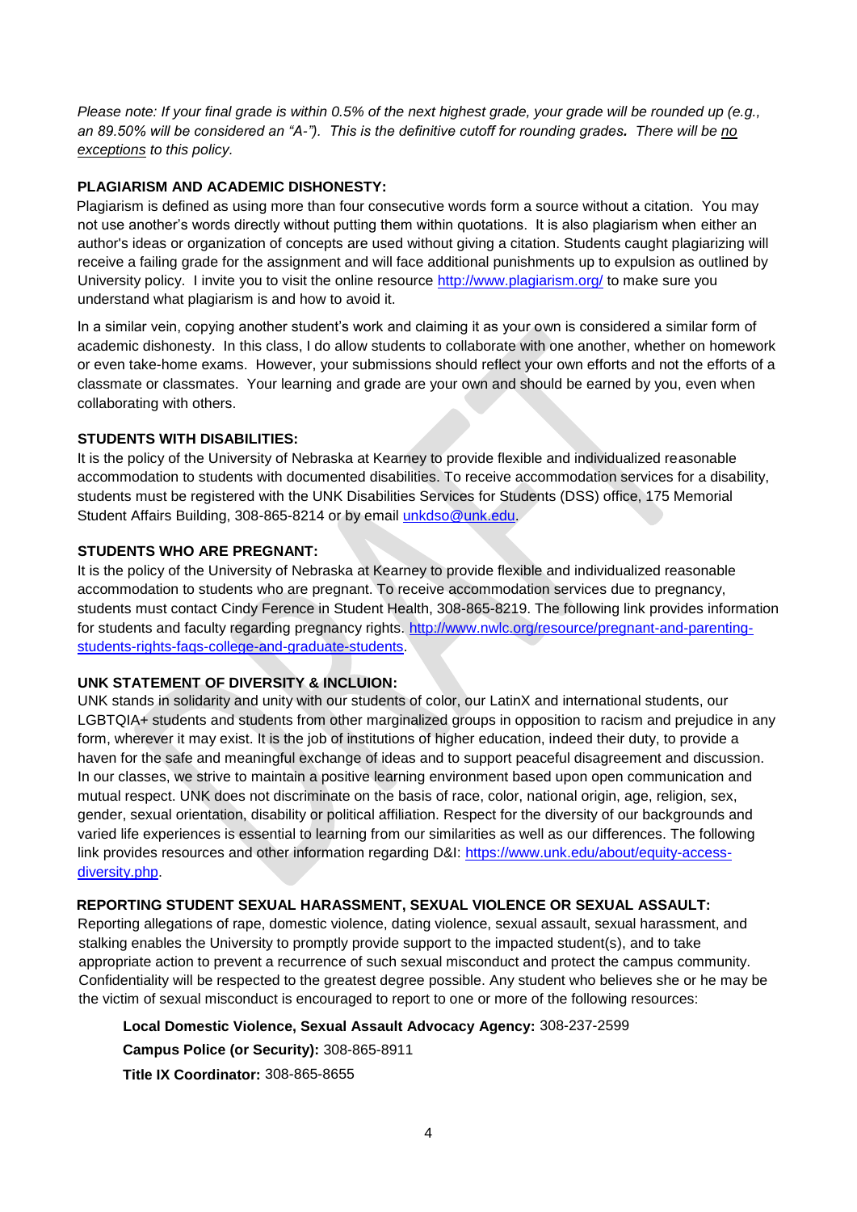*Please note: If your final grade is within 0.5% of the next highest grade, your grade will be rounded up (e.g., an 89.50% will be considered an "A-"). This is the definitive cutoff for rounding grades.* ***There will be*** *no exceptions to this policy.*

**PLAGIARISM AND ACADEMIC DISHONESTY:**

Plagiarism is defined as using more than four consecutive words form a source without a citation. You may not use another's words directly without putting them within quotations. It is also plagiarism when either an author's ideas or organization of concepts are used without giving a citation. Students caught plagiarizing will receive a failing grade for the assignment and will face additional punishments up to expulsion as outlined by University policy. I invite you to visit the online resource http://www.plagiarism.org/ to make sure you understand what plagiarism is and how to avoid it.

In a similar vein, copying another student's work and claiming it as your own is considered a similar form of academic dishonesty. In this class, I do allow students to collaborate with one another, whether on homework or even take-home exams. However, your submissions should reflect your own efforts and not the efforts of a classmate or classmates. Your learning and grade are your own and should be earned by you, even when collaborating with others.

**STUDENTS WITH DISABILITIES:**

It is the policy of the University of Nebraska at Kearney to provide flexible and individualized reasonable accommodation to students with documented disabilities. To receive accommodation services for a disability, students must be registered with the UNK Disabilities Services for Students (DSS) office, 175 Memorial Student Affairs Building, 308-865-8214 or by email unkdso@unk.edu.

**STUDENTS WHO ARE PREGNANT:**

It is the policy of the University of Nebraska at Kearney to provide flexible and individualized reasonable accommodation to students who are pregnant. To receive accommodation services due to pregnancy, students must contact Cindy Ference in Student Health, 308-865-8219. The following link provides information for students and faculty regarding pregnancy rights. http://www.nwlc.org/resource/pregnant-and-parenting-students-rights-faqs-college-and-graduate-students.

**UNK STATEMENT OF DIVERSITY & INCLUION:**

UNK stands in solidarity and unity with our students of color, our LatinX and international students, our LGBTQIA+ students and students from other marginalized groups in opposition to racism and prejudice in any form, wherever it may exist. It is the job of institutions of higher education, indeed their duty, to provide a haven for the safe and meaningful exchange of ideas and to support peaceful disagreement and discussion. In our classes, we strive to maintain a positive learning environment based upon open communication and mutual respect. UNK does not discriminate on the basis of race, color, national origin, age, religion, sex, gender, sexual orientation, disability or political affiliation. Respect for the diversity of our backgrounds and varied life experiences is essential to learning from our similarities as well as our differences. The following link provides resources and other information regarding D&I: https://www.unk.edu/about/equity-access-diversity.php.

**REPORTING STUDENT SEXUAL HARASSMENT, SEXUAL VIOLENCE OR SEXUAL ASSAULT:**

Reporting allegations of rape, domestic violence, dating violence, sexual assault, sexual harassment, and stalking enables the University to promptly provide support to the impacted student(s), and to take appropriate action to prevent a recurrence of such sexual misconduct and protect the campus community. Confidentiality will be respected to the greatest degree possible. Any student who believes she or he may be the victim of sexual misconduct is encouraged to report to one or more of the following resources:

**Local Domestic Violence, Sexual Assault Advocacy Agency:** 308-237-2599

**Campus Police (or Security):** 308-865-8911

**Title IX Coordinator:** 308-865-8655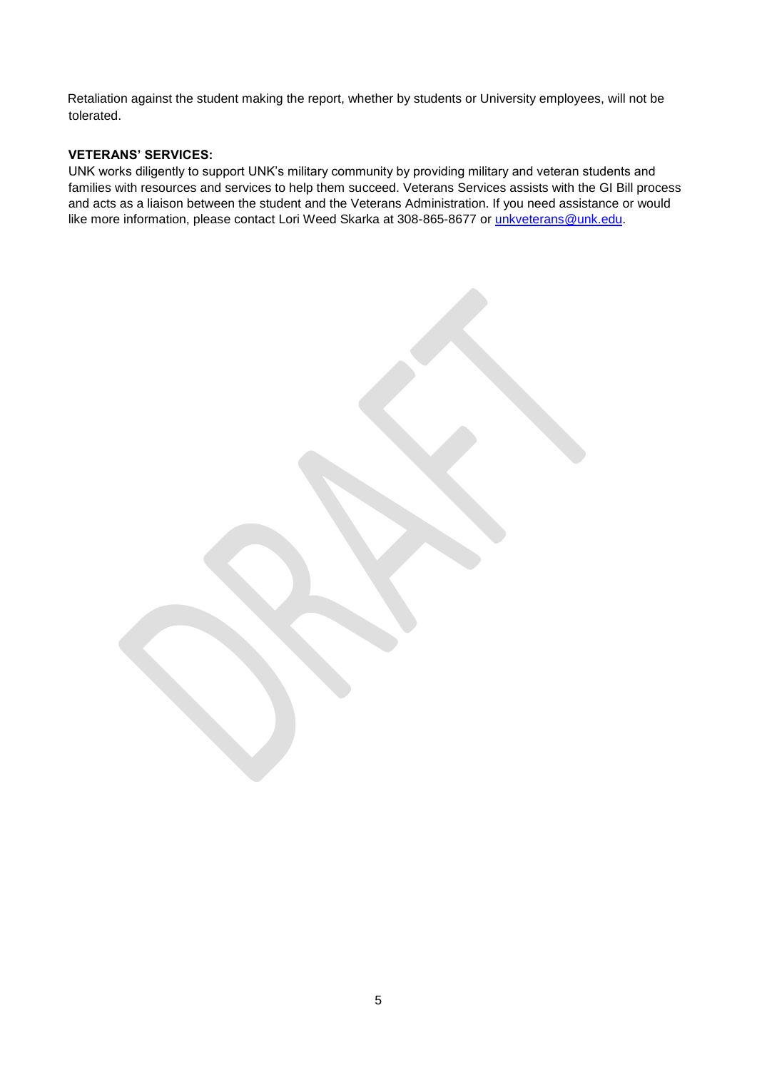Retaliation against the student making the report, whether by students or University employees, will not be tolerated.

**VETERANS' SERVICES:**

UNK works diligently to support UNK's military community by providing military and veteran students and families with resources and services to help them succeed. Veterans Services assists with the GI Bill process and acts as a liaison between the student and the Veterans Administration. If you need assistance or would like more information, please contact Lori Weed Skarka at 308-865-8677 or unkveterans@unk.edu.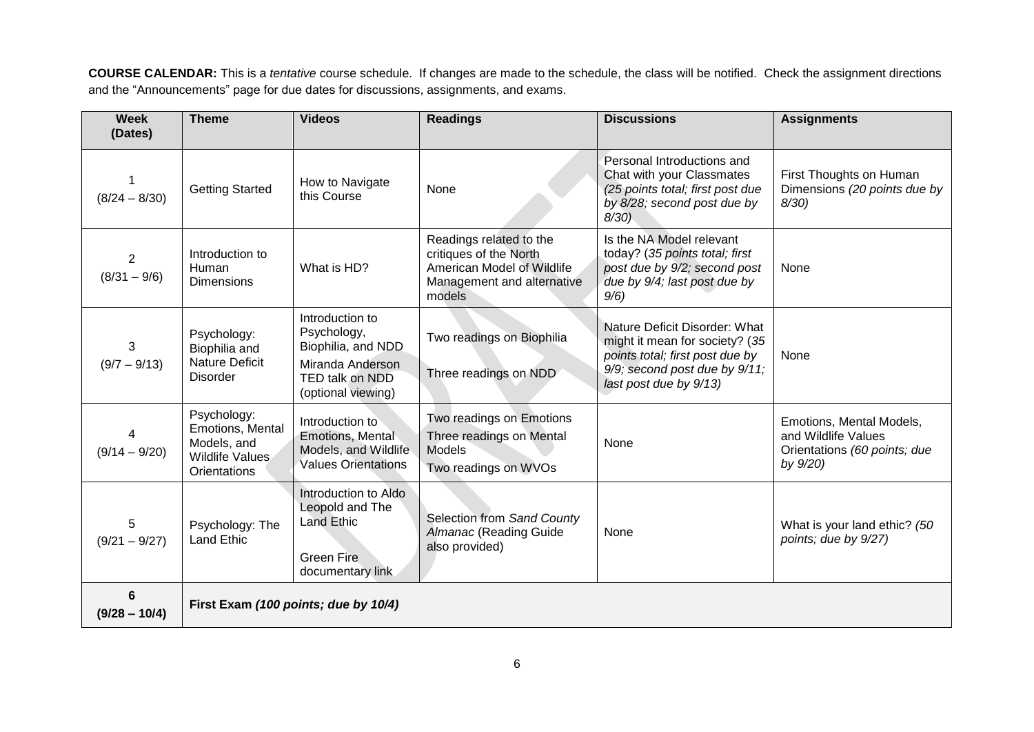**COURSE CALENDAR:** This is a *tentative* course schedule. If changes are made to the schedule, the class will be notified. Check the assignment directions and the "Announcements" page for due dates for discussions, assignments, and exams.

| Week (Dates) | Theme | Videos | Readings | Discussions | Assignments |
|---|---|---|---|---|---|
| 1 (8/24 – 8/30) | Getting Started | How to Navigate this Course | None | Personal Introductions and Chat with your Classmates *(25 points total; first post due by 8/28; second post due by 8/30)* | First Thoughts on Human Dimensions *(20 points due by 8/30)* |
| 2 (8/31 – 9/6) | Introduction to Human Dimensions | What is HD? | Readings related to the critiques of the North American Model of Wildlife Management and alternative models | Is the NA Model relevant today? (*35 points total; first post due by 9/2; second post due by 9/4; last post due by 9/6)* | None |
| 3 (9/7 – 9/13) | Psychology: Biophilia and Nature Deficit Disorder | Introduction to Psychology, Biophilia, and NDD<br>Miranda Anderson TED talk on NDD (optional viewing) | Two readings on Biophilia<br>Three readings on NDD | Nature Deficit Disorder: What might it mean for society? (*35 points total; first post due by 9/9; second post due by 9/11; last post due by 9/13)* | None |
| 4 (9/14 – 9/20) | Psychology: Emotions, Mental Models, and Wildlife Values Orientations | Introduction to Emotions, Mental Models, and Wildlife Values Orientations | Two readings on Emotions<br>Three readings on Mental Models<br>Two readings on WVOs | None | Emotions, Mental Models, and Wildlife Values Orientations *(60 points; due by 9/20)* |
| 5 (9/21 – 9/27) | Psychology: The Land Ethic | Introduction to Aldo Leopold and The Land Ethic<br>Green Fire documentary link | Selection from *Sand County Almanac* (Reading Guide also provided) | None | What is your land ethic? *(50 points; due by 9/27)* |
| **6 (9/28 – 10/4)** | **First Exam *(100 points; due by 10/4)*** | | | | |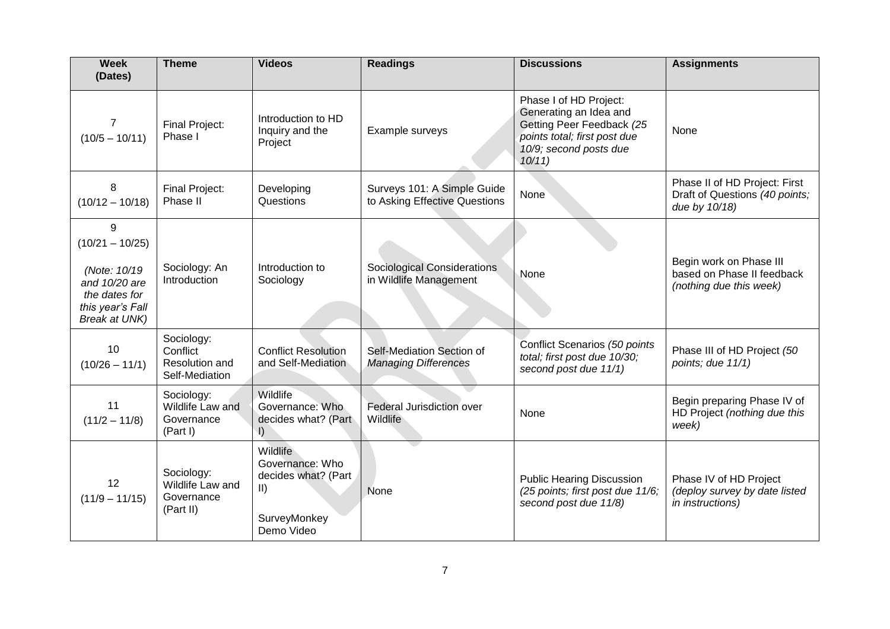| Week (Dates) | Theme | Videos | Readings | Discussions | Assignments |
|---|---|---|---|---|---|
| 7 (10/5 – 10/11) | Final Project: Phase I | Introduction to HD Inquiry and the Project | Example surveys | Phase I of HD Project: Generating an Idea and Getting Peer Feedback *(25 points total; first post due 10/9; second posts due 10/11)* | None |
| 8 (10/12 – 10/18) | Final Project: Phase II | Developing Questions | Surveys 101: A Simple Guide to Asking Effective Questions | None | Phase II of HD Project: First Draft of Questions *(40 points; due by 10/18)* |
| 9 (10/21 – 10/25) *(Note: 10/19 and 10/20 are the dates for this year's Fall Break at UNK)* | Sociology: An Introduction | Introduction to Sociology | Sociological Considerations in Wildlife Management | None | Begin work on Phase III based on Phase II feedback *(nothing due this week)* |
| 10 (10/26 – 11/1) | Sociology: Conflict Resolution and Self-Mediation | Conflict Resolution and Self-Mediation | Self-Mediation Section of *Managing Differences* | Conflict Scenarios *(50 points total; first post due 10/30; second post due 11/1)* | Phase III of HD Project *(50 points; due 11/1)* |
| 11 (11/2 – 11/8) | Sociology: Wildlife Law and Governance (Part I) | Wildlife Governance: Who decides what? (Part I) | Federal Jurisdiction over Wildlife | None | Begin preparing Phase IV of HD Project *(nothing due this week)* |
| 12 (11/9 – 11/15) | Sociology: Wildlife Law and Governance (Part II) | Wildlife Governance: Who decides what? (Part II) SurveyMonkey Demo Video | None | Public Hearing Discussion *(25 points; first post due 11/6; second post due 11/8)* | Phase IV of HD Project *(deploy survey by date listed in instructions)* |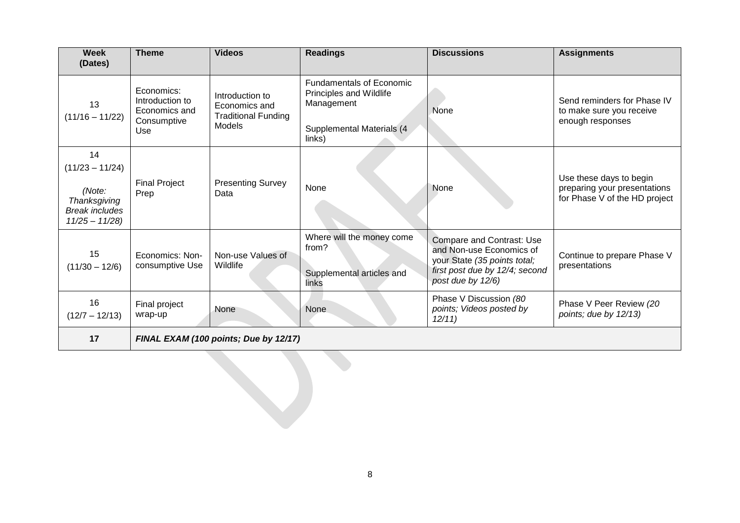| Week (Dates) | Theme | Videos | Readings | Discussions | Assignments |
|---|---|---|---|---|---|
| 13 (11/16 – 11/22) | Economics: Introduction to Economics and Consumptive Use | Introduction to Economics and Traditional Funding Models | Fundamentals of Economic Principles and Wildlife Management<br><br>Supplemental Materials (4 links) | None | Send reminders for Phase IV to make sure you receive enough responses |
| 14 (11/23 – 11/24)<br><br>*(Note: Thanksgiving Break includes 11/25 – 11/28)* | Final Project Prep | Presenting Survey Data | None | None | Use these days to begin preparing your presentations for Phase V of the HD project |
| 15 (11/30 – 12/6) | Economics: Non-consumptive Use | Non-use Values of Wildlife | Where will the money come from?<br><br>Supplemental articles and links | Compare and Contrast: Use and Non-use Economics of your State *(35 points total; first post due by 12/4; second post due by 12/6)* | Continue to prepare Phase V presentations |
| 16 (12/7 – 12/13) | Final project wrap-up | None | None | Phase V Discussion *(80 points; Videos posted by 12/11)* | Phase V Peer Review *(20 points; due by 12/13)* |
| **17** | ***FINAL EXAM (100 points; Due by 12/17)*** | | | | |